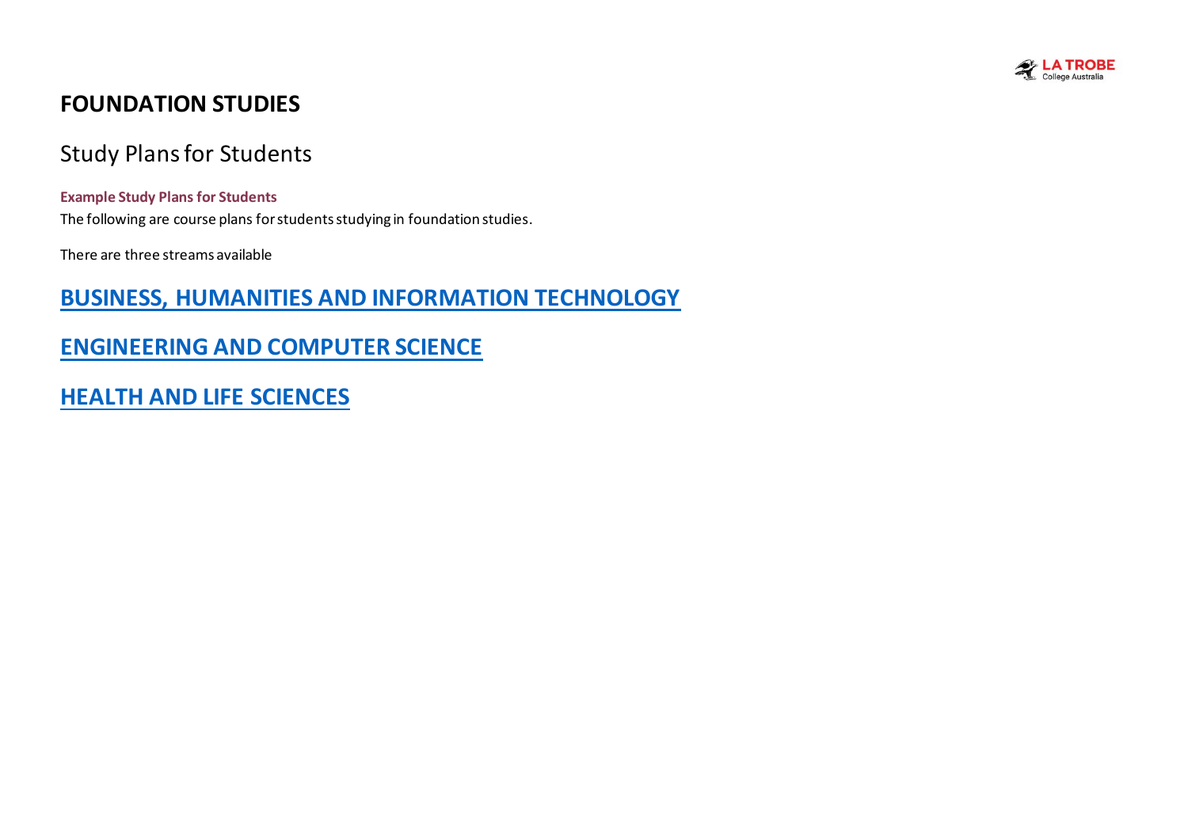# FOUNDATION STUDIES

## Study Plans for Students

**Example Study Plans for Students**

The following are course plans for students studying in foundation studies.

There are three streams available

## BUSINESS, HUMANITIES AND INFORMATION TECHNOLOGY

## ENGINEERING AND COMPUTER SCIENCE

## HEALTH AND LIFE SCIENCES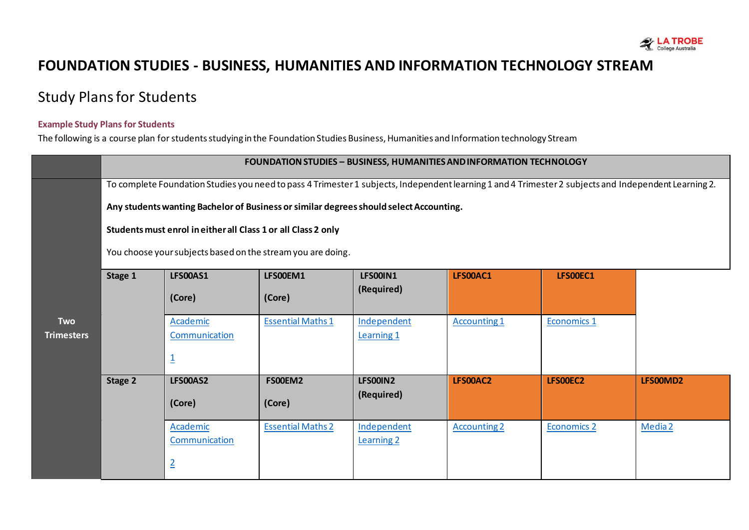# FOUNDATION STUDIES - BUSINESS, HUMANITIES AND INFORMATION TECHNOLOGY STREAM

## Study Plans for Students

### Example Study Plans for Students

The following is a course plan for students studying in the Foundation Studies Business, Humanities and Information technology Stream

| | FOUNDATION STUDIES – BUSINESS, HUMANITIES AND INFORMATION TECHNOLOGY | | | | | | |
|---|---|---|---|---|---|---|---|
| **Two Trimesters** | To complete Foundation Studies you need to pass 4 Trimester 1 subjects, Independent learning 1 and 4 Trimester 2 subjects and Independent Learning 2. **Any students wanting Bachelor of Business or similar degrees should select Accounting.** **Students must enrol in either all Class 1 or all Class 2 only** You choose your subjects based on the stream you are doing. | | | | | | |
| | **Stage 1** | **LFS00AS1 (Core)** | **LFS00EM1 (Core)** | **LFS00IN1 (Required)** | **LFS00AC1** | **LFS00EC1** | |
| | | Academic Communication 1 | Essential Maths 1 | Independent Learning 1 | Accounting 1 | Economics 1 | |
| | **Stage 2** | **LFS00AS2 (Core)** | **FS00EM2 (Core)** | **LFS00IN2 (Required)** | **LFS00AC2** | **LFS00EC2** | **LFS00MD2** |
| | | Academic Communication 2 | Essential Maths 2 | Independent Learning 2 | Accounting 2 | Economics 2 | Media 2 |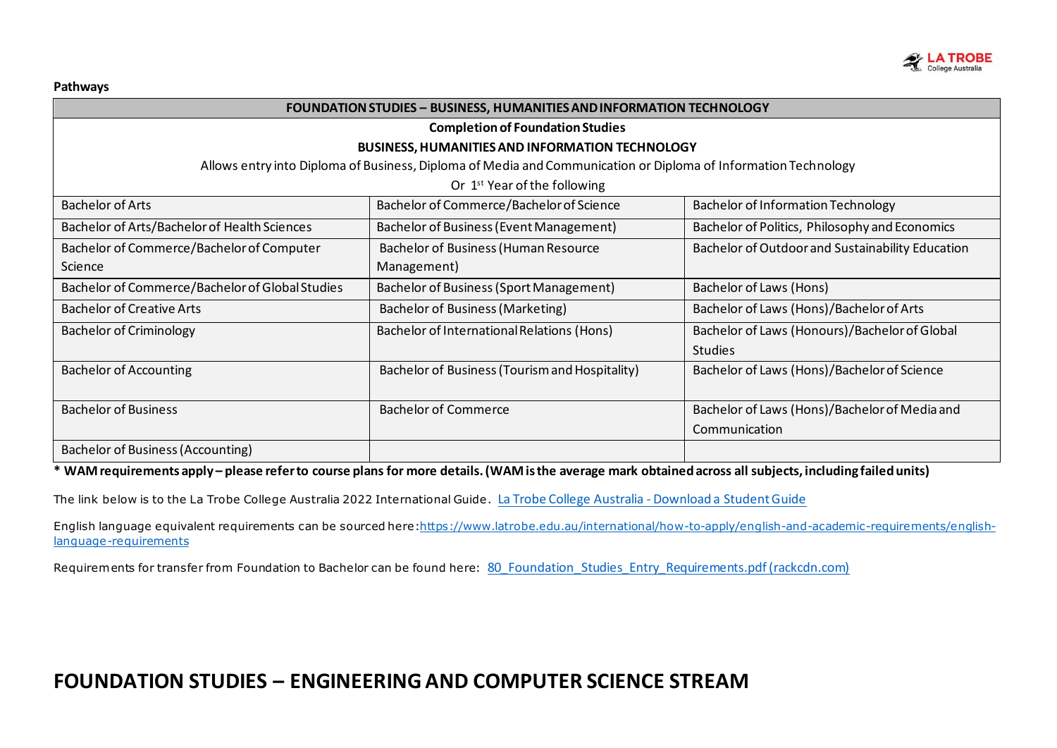**Pathways**

| FOUNDATION STUDIES – BUSINESS, HUMANITIES AND INFORMATION TECHNOLOGY | | |
|---|---|---|
| **Completion of Foundation Studies**<br>**BUSINESS, HUMANITIES AND INFORMATION TECHNOLOGY**<br>Allows entry into Diploma of Business, Diploma of Media and Communication or Diploma of Information Technology<br>Or 1st Year of the following | | |
| Bachelor of Arts | Bachelor of Commerce/Bachelor of Science | Bachelor of Information Technology |
| Bachelor of Arts/Bachelor of Health Sciences | Bachelor of Business (Event Management) | Bachelor of Politics, Philosophy and Economics |
| Bachelor of Commerce/Bachelor of Computer Science | Bachelor of Business (Human Resource Management) | Bachelor of Outdoor and Sustainability Education |
| Bachelor of Commerce/Bachelor of Global Studies | Bachelor of Business (Sport Management) | Bachelor of Laws (Hons) |
| Bachelor of Creative Arts | Bachelor of Business (Marketing) | Bachelor of Laws (Hons)/Bachelor of Arts |
| Bachelor of Criminology | Bachelor of International Relations (Hons) | Bachelor of Laws (Honours)/Bachelor of Global Studies |
| Bachelor of Accounting | Bachelor of Business (Tourism and Hospitality) | Bachelor of Laws (Hons)/Bachelor of Science |
| Bachelor of Business | Bachelor of Commerce | Bachelor of Laws (Hons)/Bachelor of Media and Communication |
| Bachelor of Business (Accounting) | | |

**\* WAM requirements apply – please refer to course plans for more details. (WAM is the average mark obtained across all subjects, including failed units)**

The link below is to the La Trobe College Australia 2022 International Guide. [La Trobe College Australia - Download a Student Guide]

English language equivalent requirements can be sourced here: https://www.latrobe.edu.au/international/how-to-apply/english-and-academic-requirements/english-language-requirements

Requirements for transfer from Foundation to Bachelor can be found here: 80_Foundation_Studies_Entry_Requirements.pdf (rackcdn.com)

# FOUNDATION STUDIES – ENGINEERING AND COMPUTER SCIENCE STREAM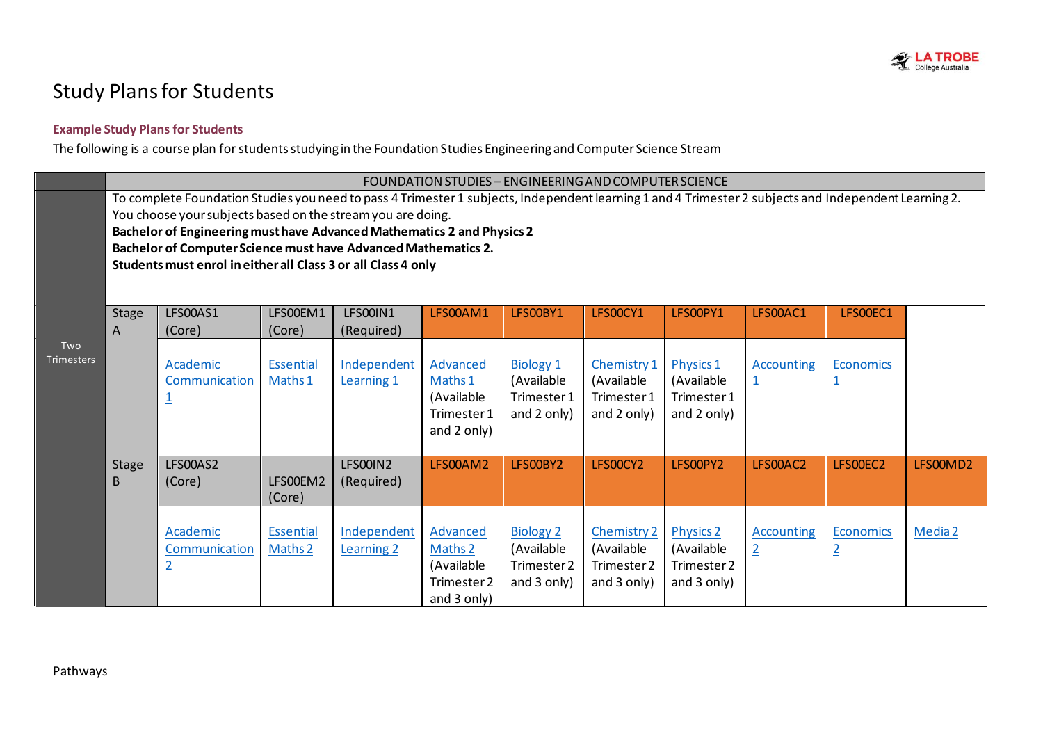# Study Plans for Students

### Example Study Plans for Students

The following is a course plan for students studying in the Foundation Studies Engineering and Computer Science Stream

| | FOUNDATION STUDIES – ENGINEERING AND COMPUTER SCIENCE | | | | | | | | | | | |
|---|---|---|---|---|---|---|---|---|---|---|---|---|
| Two Trimesters | To complete Foundation Studies you need to pass 4 Trimester 1 subjects, Independent learning 1 and 4 Trimester 2 subjects and Independent Learning 2. You choose your subjects based on the stream you are doing. **Bachelor of Engineering must have Advanced Mathematics 2 and Physics 2** **Bachelor of Computer Science must have Advanced Mathematics 2.** **Students must enrol in either all Class 3 or all Class 4 only** | | | | | | | | | | | |
| | Stage A | LFS00AS1 (Core) | LFS00EM1 (Core) | LFS00IN1 (Required) | LFS00AM1 | LFS00BY1 | LFS00CY1 | LFS00PY1 | LFS00AC1 | LFS00EC1 | |
| | | Academic Communication 1 | Essential Maths 1 | Independent Learning 1 | Advanced Maths 1 (Available Trimester 1 and 2 only) | Biology 1 (Available Trimester 1 and 2 only) | Chemistry 1 (Available Trimester 1 and 2 only) | Physics 1 (Available Trimester 1 and 2 only) | Accounting 1 | Economics 1 | |
| | Stage B | LFS00AS2 (Core) | LFS00EM2 (Core) | LFS00IN2 (Required) | LFS00AM2 | LFS00BY2 | LFS00CY2 | LFS00PY2 | LFS00AC2 | LFS00EC2 | LFS00MD2 |
| | | Academic Communication 2 | Essential Maths 2 | Independent Learning 2 | Advanced Maths 2 (Available Trimester 2 and 3 only) | Biology 2 (Available Trimester 2 and 3 only) | Chemistry 2 (Available Trimester 2 and 3 only) | Physics 2 (Available Trimester 2 and 3 only) | Accounting 2 | Economics 2 | Media 2 |

Pathways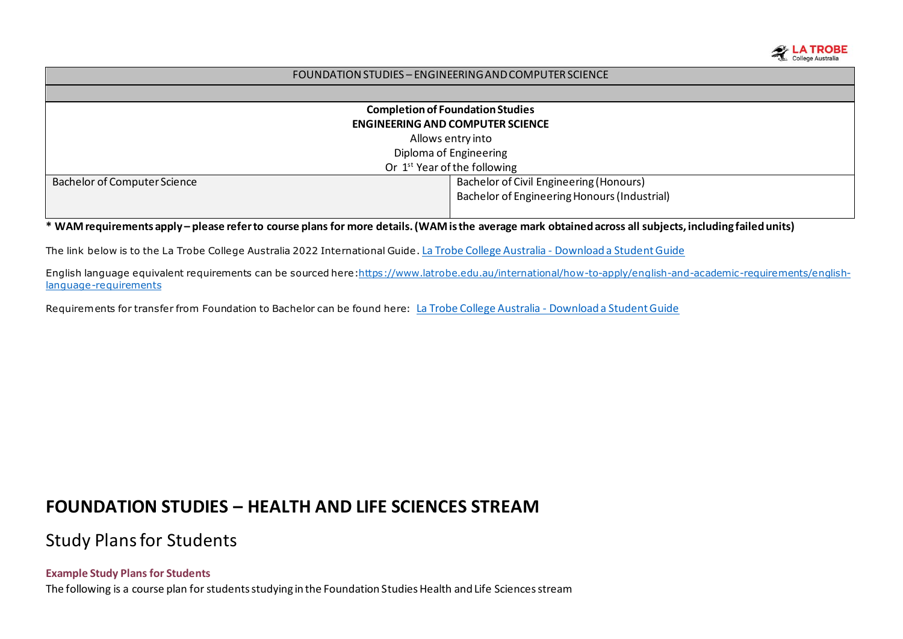| FOUNDATION STUDIES – ENGINEERING AND COMPUTER SCIENCE | |
|---|---|
| | |
| **Completion of Foundation Studies**<br>**ENGINEERING AND COMPUTER SCIENCE**<br>Allows entry into<br>Diploma of Engineering<br>Or 1st Year of the following | |
| Bachelor of Computer Science | Bachelor of Civil Engineering (Honours)<br>Bachelor of Engineering Honours (Industrial) |

**\* WAM requirements apply – please refer to course plans for more details. (WAM is the average mark obtained across all subjects, including failed units)**

The link below is to the La Trobe College Australia 2022 International Guide. [La Trobe College Australia - Download a Student Guide]

English language equivalent requirements can be sourced here: [https://www.latrobe.edu.au/international/how-to-apply/english-and-academic-requirements/english-language-requirements]

Requirements for transfer from Foundation to Bachelor can be found here: [La Trobe College Australia - Download a Student Guide]

# FOUNDATION STUDIES – HEALTH AND LIFE SCIENCES STREAM

## Study Plans for Students

### Example Study Plans for Students

The following is a course plan for students studying in the Foundation Studies Health and Life Sciences stream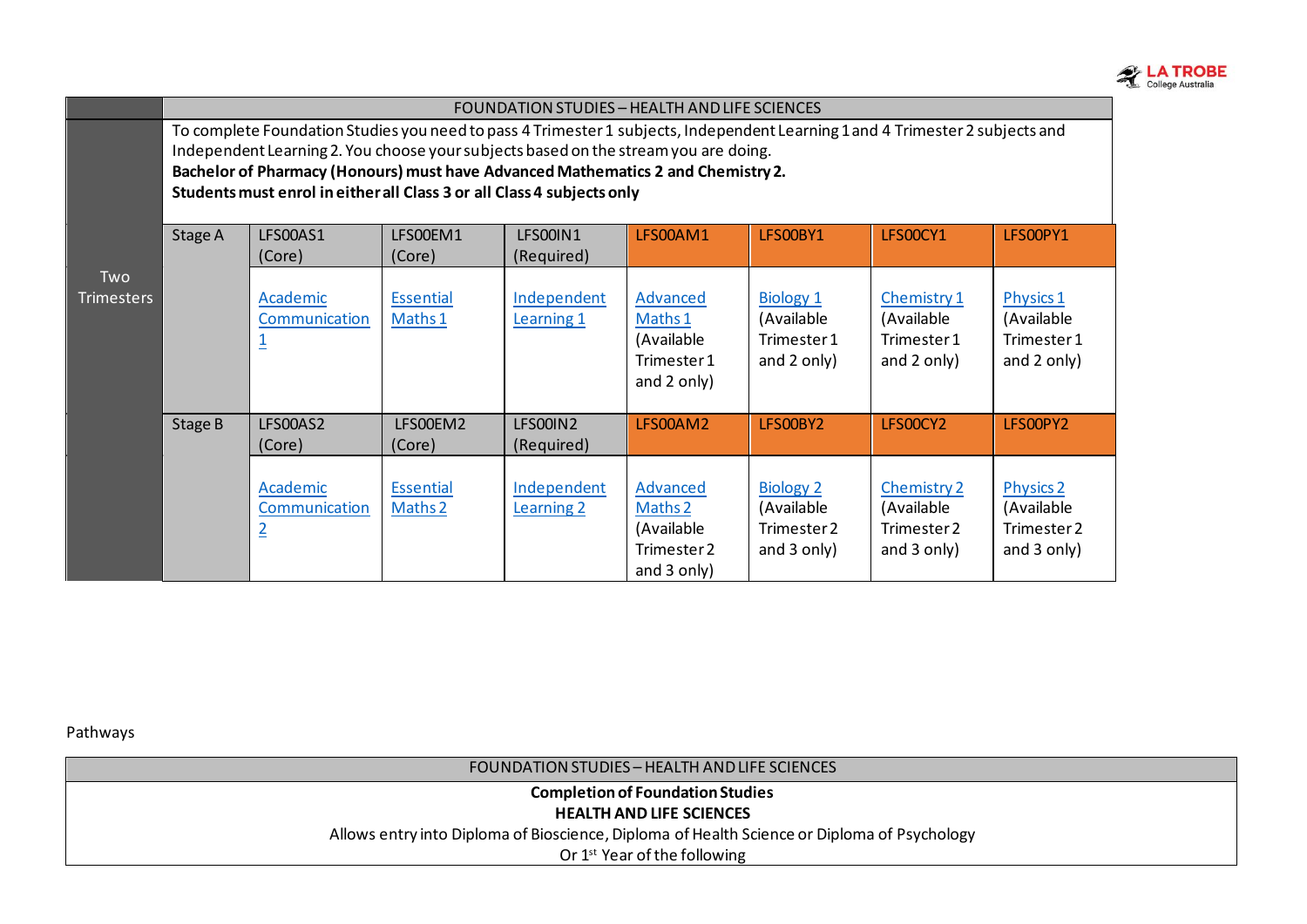| | | | | | | | | |
|---|---|---|---|---|---|---|---|---|
| | FOUNDATION STUDIES – HEALTH AND LIFE SCIENCES | | | | | | | |
| Two Trimesters | To complete Foundation Studies you need to pass 4 Trimester 1 subjects, Independent Learning 1 and 4 Trimester 2 subjects and Independent Learning 2. You choose your subjects based on the stream you are doing. **Bachelor of Pharmacy (Honours) must have Advanced Mathematics 2 and Chemistry 2. Students must enrol in either all Class 3 or all Class 4 subjects only** | | | | | | | |
| | Stage A | LFS00AS1 (Core) | LFS00EM1 (Core) | LFS00IN1 (Required) | LFS00AM1 | LFS00BY1 | LFS00CY1 | LFS00PY1 |
| | | Academic Communication 1 | Essential Maths 1 | Independent Learning 1 | Advanced Maths 1 (Available Trimester 1 and 2 only) | Biology 1 (Available Trimester 1 and 2 only) | Chemistry 1 (Available Trimester 1 and 2 only) | Physics 1 (Available Trimester 1 and 2 only) |
| | Stage B | LFS00AS2 (Core) | LFS00EM2 (Core) | LFS00IN2 (Required) | LFS00AM2 | LFS00BY2 | LFS00CY2 | LFS00PY2 |
| | | Academic Communication 2 | Essential Maths 2 | Independent Learning 2 | Advanced Maths 2 (Available Trimester 2 and 3 only) | Biology 2 (Available Trimester 2 and 3 only) | Chemistry 2 (Available Trimester 2 and 3 only) | Physics 2 (Available Trimester 2 and 3 only) |

Pathways

| FOUNDATION STUDIES – HEALTH AND LIFE SCIENCES |
|---|
| **Completion of Foundation Studies**<br>**HEALTH AND LIFE SCIENCES**<br>Allows entry into Diploma of Bioscience, Diploma of Health Science or Diploma of Psychology<br>Or 1st Year of the following |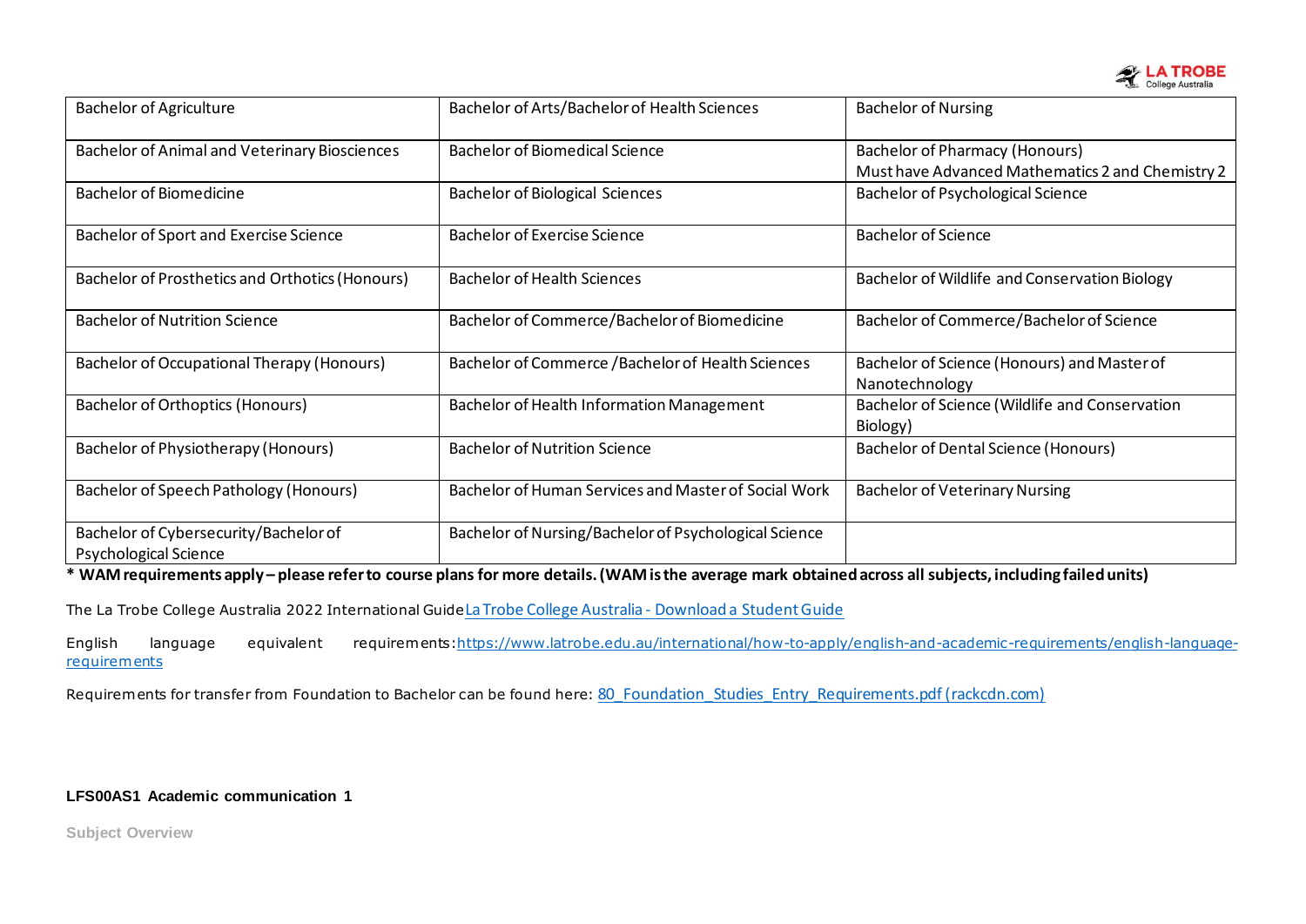| | | |
|---|---|---|
| Bachelor of Agriculture | Bachelor of Arts/Bachelor of Health Sciences | Bachelor of Nursing |
| Bachelor of Animal and Veterinary Biosciences | Bachelor of Biomedical Science | Bachelor of Pharmacy (Honours)<br>Must have Advanced Mathematics 2 and Chemistry 2 |
| Bachelor of Biomedicine | Bachelor of Biological Sciences | Bachelor of Psychological Science |
| Bachelor of Sport and Exercise Science | Bachelor of Exercise Science | Bachelor of Science |
| Bachelor of Prosthetics and Orthotics (Honours) | Bachelor of Health Sciences | Bachelor of Wildlife and Conservation Biology |
| Bachelor of Nutrition Science | Bachelor of Commerce/Bachelor of Biomedicine | Bachelor of Commerce/Bachelor of Science |
| Bachelor of Occupational Therapy (Honours) | Bachelor of Commerce /Bachelor of Health Sciences | Bachelor of Science (Honours) and Master of Nanotechnology |
| Bachelor of Orthoptics (Honours) | Bachelor of Health Information Management | Bachelor of Science (Wildlife and Conservation Biology) |
| Bachelor of Physiotherapy (Honours) | Bachelor of Nutrition Science | Bachelor of Dental Science (Honours) |
| Bachelor of Speech Pathology (Honours) | Bachelor of Human Services and Master of Social Work | Bachelor of Veterinary Nursing |
| Bachelor of Cybersecurity/Bachelor of Psychological Science | Bachelor of Nursing/Bachelor of Psychological Science | |

**\* WAM requirements apply – please refer to course plans for more details. (WAM is the average mark obtained across all subjects, including failed units)**

The La Trobe College Australia 2022 International Guide [La Trobe College Australia - Download a Student Guide](La Trobe College Australia - Download a Student Guide)

English language equivalent requirements: [https://www.latrobe.edu.au/international/how-to-apply/english-and-academic-requirements/english-language-requirements](https://www.latrobe.edu.au/international/how-to-apply/english-and-academic-requirements/english-language-requirements)

Requirements for transfer from Foundation to Bachelor can be found here: [80_Foundation_Studies_Entry_Requirements.pdf (rackcdn.com)](80_Foundation_Studies_Entry_Requirements.pdf (rackcdn.com))

**LFS00AS1 Academic communication 1**

**Subject Overview**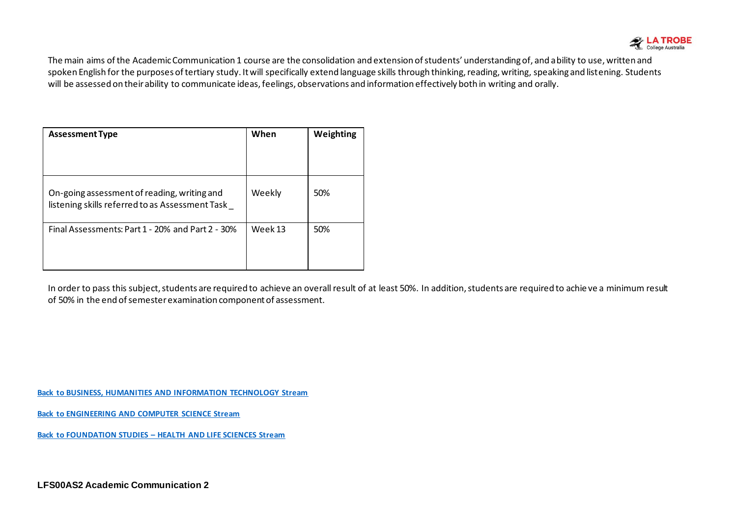The main aims of the Academic Communication 1 course are the consolidation and extension of students' understanding of, and ability to use, written and spoken English for the purposes of tertiary study. It will specifically extend language skills through thinking, reading, writing, speaking and listening. Students will be assessed on their ability to communicate ideas, feelings, observations and information effectively both in writing and orally.

| **Assessment Type** | **When** | **Weighting** |
| --- | --- | --- |
| On-going assessment of reading, writing and listening skills referred to as Assessment Task _ | Weekly | 50% |
| Final Assessments: Part 1 - 20% and Part 2 - 30% | Week 13 | 50% |

In order to pass this subject, students are required to achieve an overall result of at least 50%. In addition, students are required to achieve a minimum result of 50% in the end of semester examination component of assessment.

**Back to BUSINESS, HUMANITIES AND INFORMATION TECHNOLOGY Stream**

**Back to ENGINEERING AND COMPUTER SCIENCE Stream**

**Back to FOUNDATION STUDIES – HEALTH AND LIFE SCIENCES Stream**

## LFS00AS2 Academic Communication 2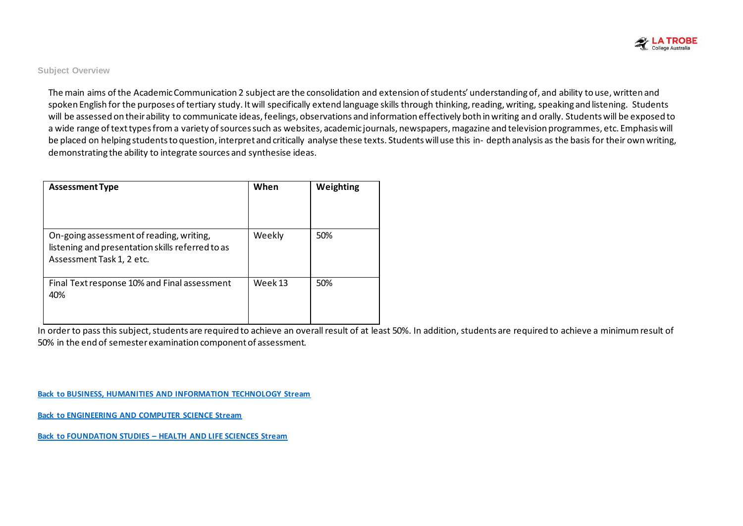### Subject Overview

The main aims of the Academic Communication 2 subject are the consolidation and extension of students' understanding of, and ability to use, written and spoken English for the purposes of tertiary study. It will specifically extend language skills through thinking, reading, writing, speaking and listening. Students will be assessed on their ability to communicate ideas, feelings, observations and information effectively both in writing and orally. Students will be exposed to a wide range of text types from a variety of sources such as websites, academic journals, newspapers, magazine and television programmes, etc. Emphasis will be placed on helping students to question, interpret and critically analyse these texts. Students will use this in- depth analysis as the basis for their own writing, demonstrating the ability to integrate sources and synthesise ideas.

| Assessment Type | When | Weighting |
|---|---|---|
| On-going assessment of reading, writing, listening and presentation skills referred to as Assessment Task 1, 2 etc. | Weekly | 50% |
| Final Text response 10% and Final assessment 40% | Week 13 | 50% |

In order to pass this subject, students are required to achieve an overall result of at least 50%. In addition, students are required to achieve a minimum result of 50% in the end of semester examination component of assessment.

**Back to BUSINESS, HUMANITIES AND INFORMATION TECHNOLOGY Stream**

**Back to ENGINEERING AND COMPUTER SCIENCE Stream**

**Back to FOUNDATION STUDIES – HEALTH AND LIFE SCIENCES Stream**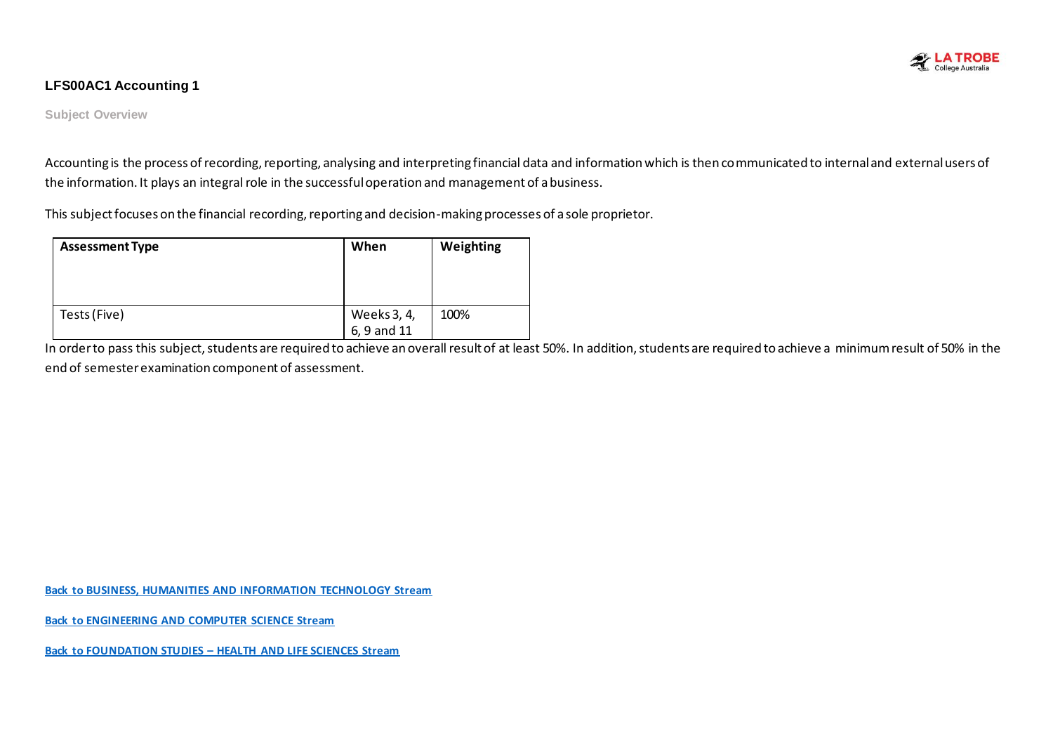## LFS00AC1 Accounting 1

### Subject Overview

Accounting is the process of recording, reporting, analysing and interpreting financial data and information which is then communicated to internal and external users of the information. It plays an integral role in the successful operation and management of a business.

This subject focuses on the financial recording, reporting and decision-making processes of a sole proprietor.

| Assessment Type | When | Weighting |
|---|---|---|
| Tests (Five) | Weeks 3, 4, 6, 9 and 11 | 100% |

In order to pass this subject, students are required to achieve an overall result of at least 50%. In addition, students are required to achieve a minimum result of 50% in the end of semester examination component of assessment.

Back to BUSINESS, HUMANITIES AND INFORMATION TECHNOLOGY Stream

Back to ENGINEERING AND COMPUTER SCIENCE Stream

Back to FOUNDATION STUDIES – HEALTH AND LIFE SCIENCES Stream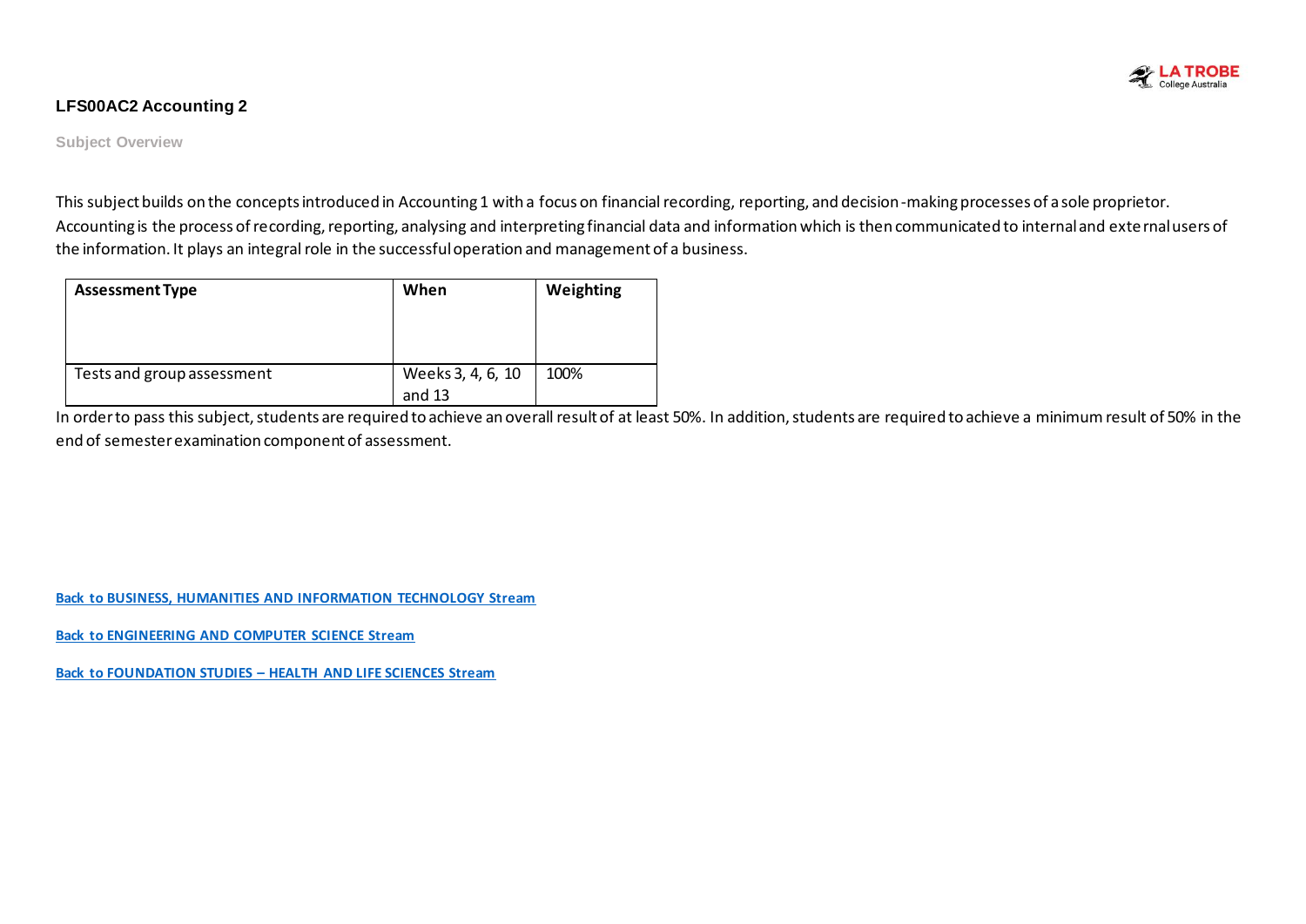# LFS00AC2 Accounting 2

**Subject Overview**

This subject builds on the concepts introduced in Accounting 1 with a focus on financial recording, reporting, and decision-making processes of a sole proprietor. Accounting is the process of recording, reporting, analysing and interpreting financial data and information which is then communicated to internal and external users of the information. It plays an integral role in the successful operation and management of a business.

| Assessment Type | When | Weighting |
|---|---|---|
| Tests and group assessment | Weeks 3, 4, 6, 10 and 13 | 100% |

In order to pass this subject, students are required to achieve an overall result of at least 50%. In addition, students are required to achieve a minimum result of 50% in the end of semester examination component of assessment.

[Back to BUSINESS, HUMANITIES AND INFORMATION TECHNOLOGY Stream]

[Back to ENGINEERING AND COMPUTER SCIENCE Stream]

[Back to FOUNDATION STUDIES – HEALTH AND LIFE SCIENCES Stream]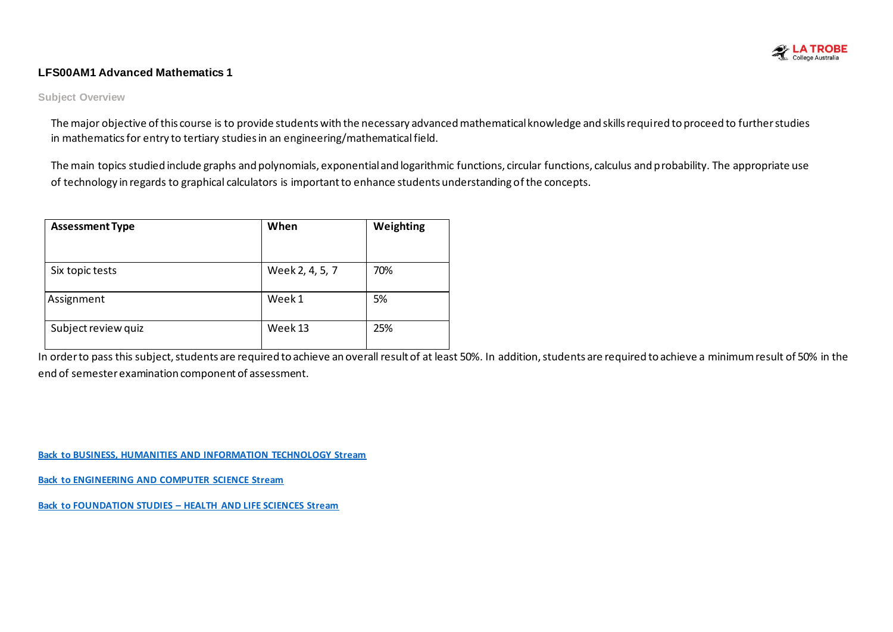# LFS00AM1 Advanced Mathematics 1

**Subject Overview**

The major objective of this course is to provide students with the necessary advanced mathematical knowledge and skills required to proceed to further studies in mathematics for entry to tertiary studies in an engineering/mathematical field.

The main topics studied include graphs and polynomials, exponential and logarithmic functions, circular functions, calculus and probability. The appropriate use of technology in regards to graphical calculators is important to enhance students understanding of the concepts.

| Assessment Type | When | Weighting |
|---|---|---|
| Six topic tests | Week 2, 4, 5, 7 | 70% |
| Assignment | Week 1 | 5% |
| Subject review quiz | Week 13 | 25% |

In order to pass this subject, students are required to achieve an overall result of at least 50%. In addition, students are required to achieve a minimum result of 50% in the end of semester examination component of assessment.

**Back to BUSINESS, HUMANITIES AND INFORMATION TECHNOLOGY Stream**

**Back to ENGINEERING AND COMPUTER SCIENCE Stream**

**Back to FOUNDATION STUDIES – HEALTH AND LIFE SCIENCES Stream**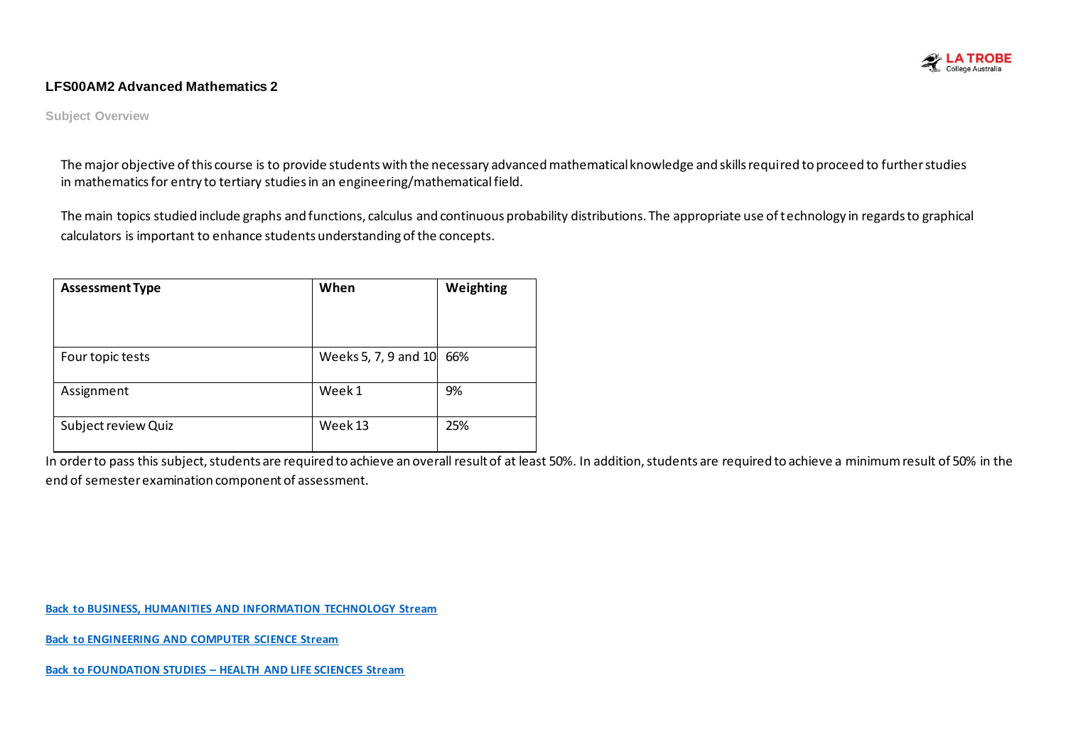## LFS00AM2 Advanced Mathematics 2

**Subject Overview**

The major objective of this course is to provide students with the necessary advanced mathematical knowledge and skills required to proceed to further studies in mathematics for entry to tertiary studies in an engineering/mathematical field.

The main topics studied include graphs and functions, calculus and continuous probability distributions. The appropriate use of technology in regards to graphical calculators is important to enhance students understanding of the concepts.

| Assessment Type | When | Weighting |
|---|---|---|
| Four topic tests | Weeks 5, 7, 9 and 10 | 66% |
| Assignment | Week 1 | 9% |
| Subject review Quiz | Week 13 | 25% |

In order to pass this subject, students are required to achieve an overall result of at least 50%. In addition, students are required to achieve a minimum result of 50% in the end of semester examination component of assessment.

**Back to BUSINESS, HUMANITIES AND INFORMATION TECHNOLOGY Stream**

**Back to ENGINEERING AND COMPUTER SCIENCE Stream**

**Back to FOUNDATION STUDIES – HEALTH AND LIFE SCIENCES Stream**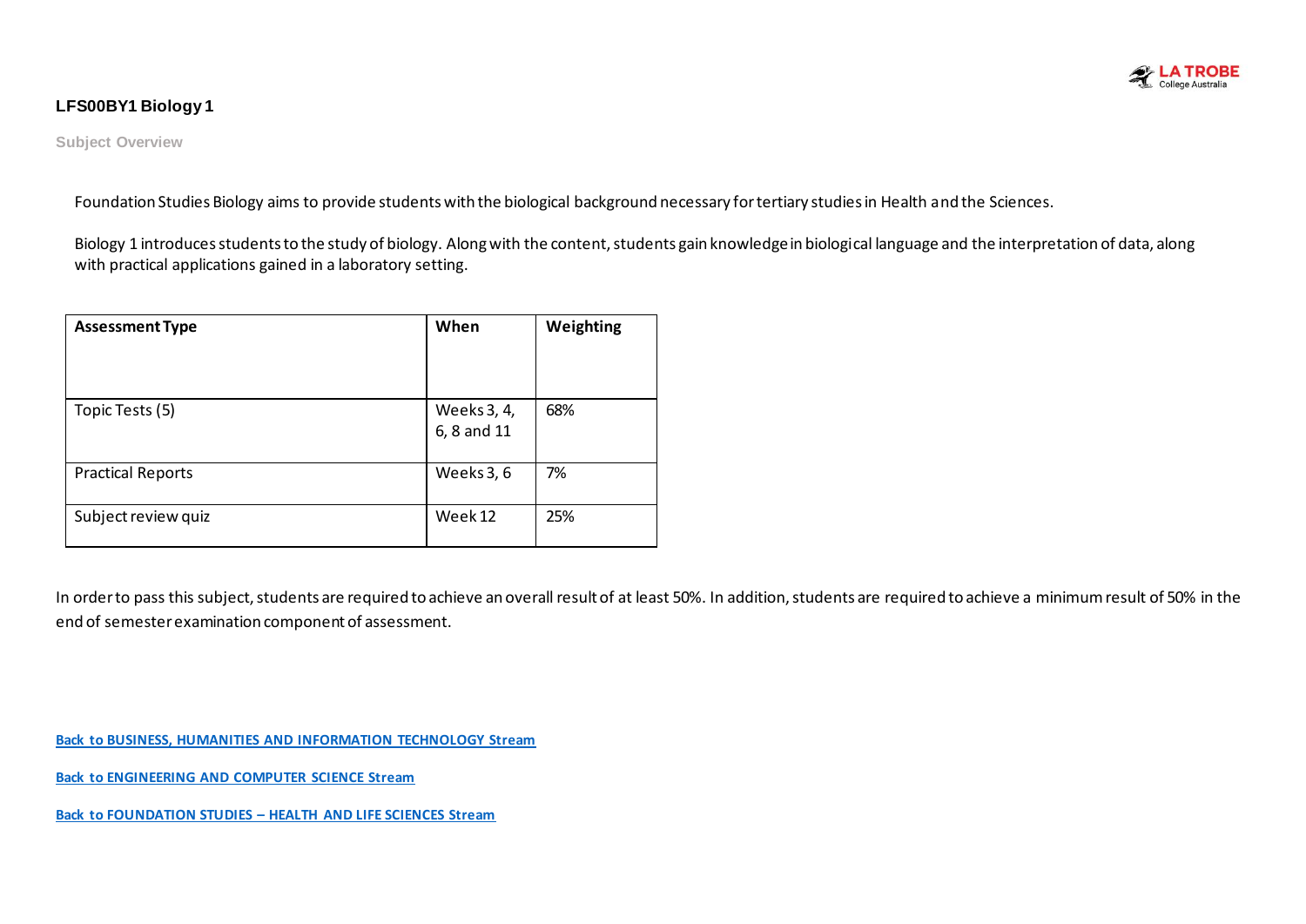## LFS00BY1 Biology 1

**Subject Overview**

Foundation Studies Biology aims to provide students with the biological background necessary for tertiary studies in Health and the Sciences.

Biology 1 introduces students to the study of biology. Along with the content, students gain knowledge in biological language and the interpretation of data, along with practical applications gained in a laboratory setting.

| Assessment Type | When | Weighting |
|---|---|---|
| Topic Tests (5) | Weeks 3, 4, 6, 8 and 11 | 68% |
| Practical Reports | Weeks 3, 6 | 7% |
| Subject review quiz | Week 12 | 25% |

In order to pass this subject, students are required to achieve an overall result of at least 50%. In addition, students are required to achieve a minimum result of 50% in the end of semester examination component of assessment.

Back to BUSINESS, HUMANITIES AND INFORMATION TECHNOLOGY Stream

Back to ENGINEERING AND COMPUTER SCIENCE Stream

Back to FOUNDATION STUDIES – HEALTH AND LIFE SCIENCES Stream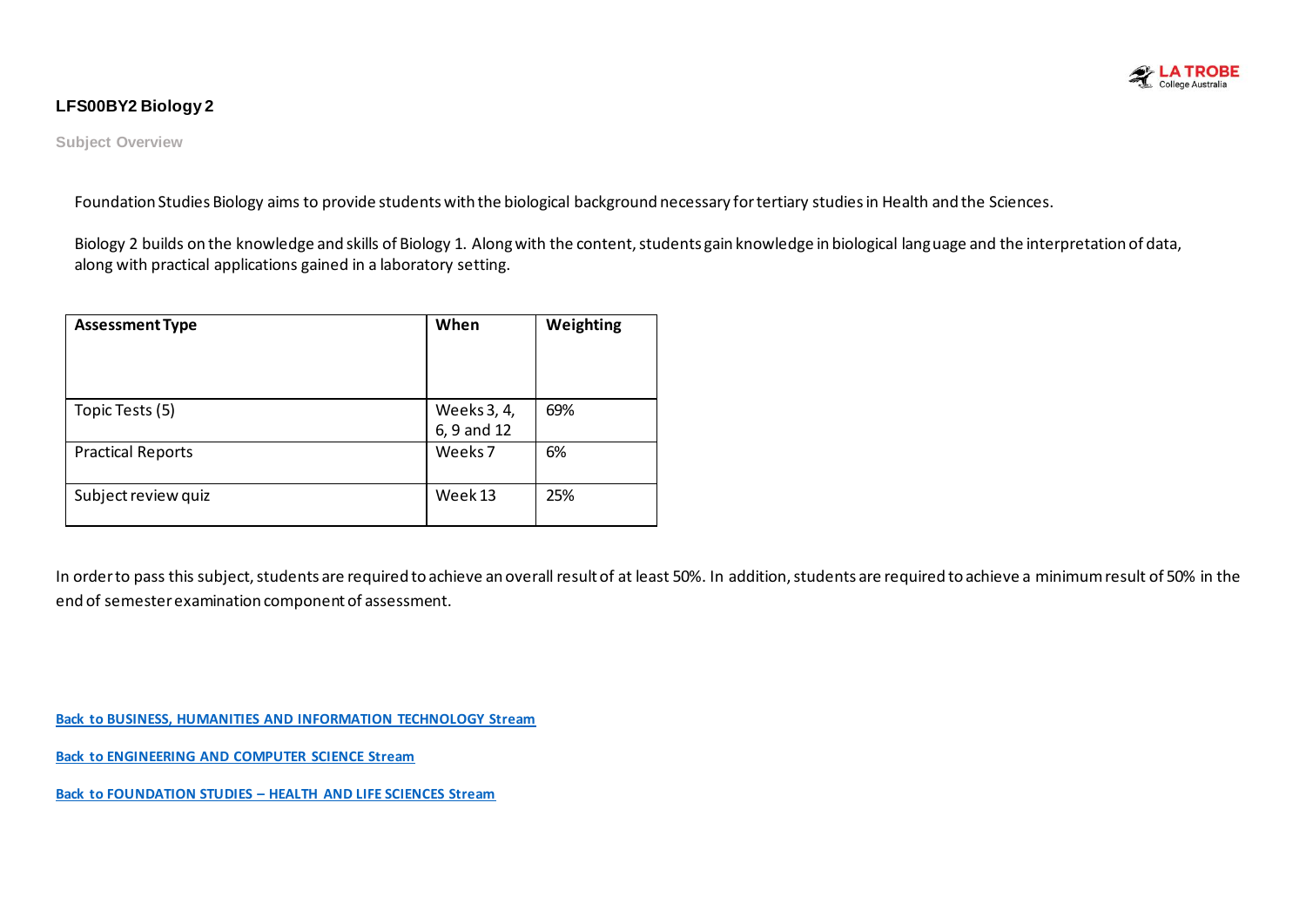# LFS00BY2 Biology 2

## Subject Overview

Foundation Studies Biology aims to provide students with the biological background necessary for tertiary studies in Health and the Sciences.

Biology 2 builds on the knowledge and skills of Biology 1. Along with the content, students gain knowledge in biological language and the interpretation of data, along with practical applications gained in a laboratory setting.

| Assessment Type | When | Weighting |
|---|---|---|
| Topic Tests (5) | Weeks 3, 4, 6, 9 and 12 | 69% |
| Practical Reports | Weeks 7 | 6% |
| Subject review quiz | Week 13 | 25% |

In order to pass this subject, students are required to achieve an overall result of at least 50%. In addition, students are required to achieve a minimum result of 50% in the end of semester examination component of assessment.

Back to BUSINESS, HUMANITIES AND INFORMATION TECHNOLOGY Stream

Back to ENGINEERING AND COMPUTER SCIENCE Stream

Back to FOUNDATION STUDIES – HEALTH AND LIFE SCIENCES Stream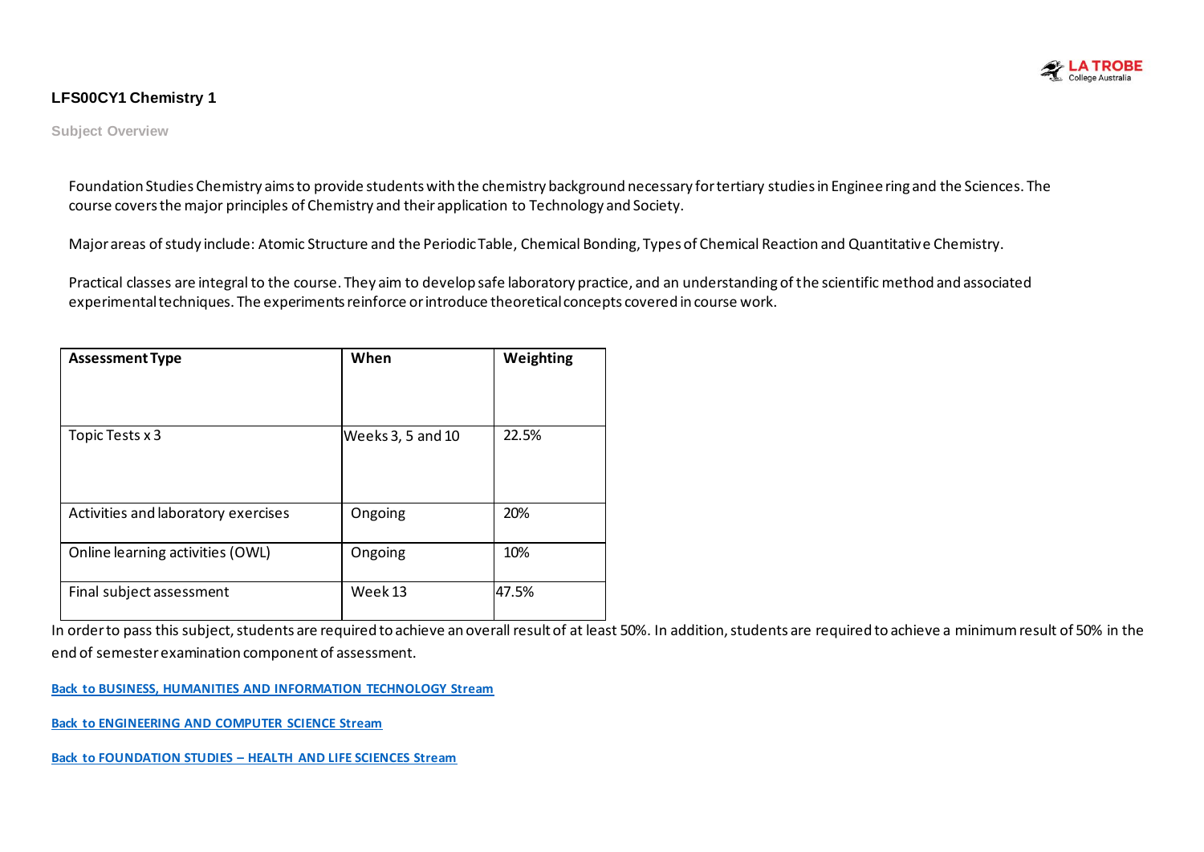### LFS00CY1 Chemistry 1

**Subject Overview**

Foundation Studies Chemistry aims to provide students with the chemistry background necessary for tertiary studies in Engineering and the Sciences. The course covers the major principles of Chemistry and their application to Technology and Society.

Major areas of study include: Atomic Structure and the Periodic Table, Chemical Bonding, Types of Chemical Reaction and Quantitative Chemistry.

Practical classes are integral to the course. They aim to develop safe laboratory practice, and an understanding of the scientific method and associated experimental techniques. The experiments reinforce or introduce theoretical concepts covered in course work.

| Assessment Type | When | Weighting |
|---|---|---|
| Topic Tests x 3 | Weeks 3, 5 and 10 | 22.5% |
| Activities and laboratory exercises | Ongoing | 20% |
| Online learning activities (OWL) | Ongoing | 10% |
| Final subject assessment | Week 13 | 47.5% |

In order to pass this subject, students are required to achieve an overall result of at least 50%. In addition, students are required to achieve a minimum result of 50% in the end of semester examination component of assessment.

**Back to BUSINESS, HUMANITIES AND INFORMATION TECHNOLOGY Stream**

**Back to ENGINEERING AND COMPUTER SCIENCE Stream**

**Back to FOUNDATION STUDIES – HEALTH AND LIFE SCIENCES Stream**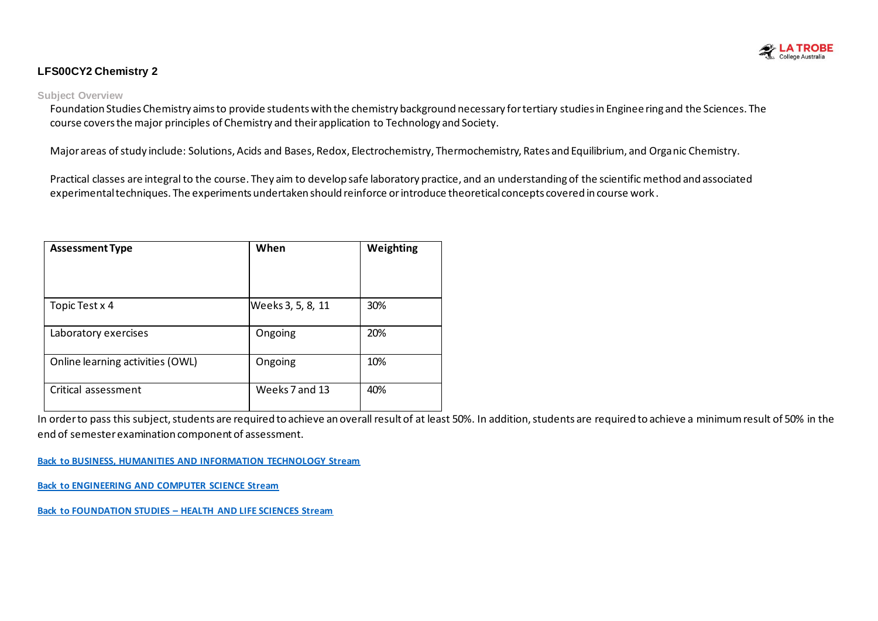## LFS00CY2 Chemistry 2

**Subject Overview**

Foundation Studies Chemistry aims to provide students with the chemistry background necessary for tertiary studies in Engineering and the Sciences. The course covers the major principles of Chemistry and their application to Technology and Society.

Major areas of study include: Solutions, Acids and Bases, Redox, Electrochemistry, Thermochemistry, Rates and Equilibrium, and Organic Chemistry.

Practical classes are integral to the course. They aim to develop safe laboratory practice, and an understanding of the scientific method and associated experimental techniques. The experiments undertaken should reinforce or introduce theoretical concepts covered in course work.

| Assessment Type | When | Weighting |
|---|---|---|
| Topic Test x 4 | Weeks 3, 5, 8, 11 | 30% |
| Laboratory exercises | Ongoing | 20% |
| Online learning activities (OWL) | Ongoing | 10% |
| Critical assessment | Weeks 7 and 13 | 40% |

In order to pass this subject, students are required to achieve an overall result of at least 50%. In addition, students are required to achieve a minimum result of 50% in the end of semester examination component of assessment.

Back to BUSINESS, HUMANITIES AND INFORMATION TECHNOLOGY Stream

Back to ENGINEERING AND COMPUTER SCIENCE Stream

Back to FOUNDATION STUDIES – HEALTH AND LIFE SCIENCES Stream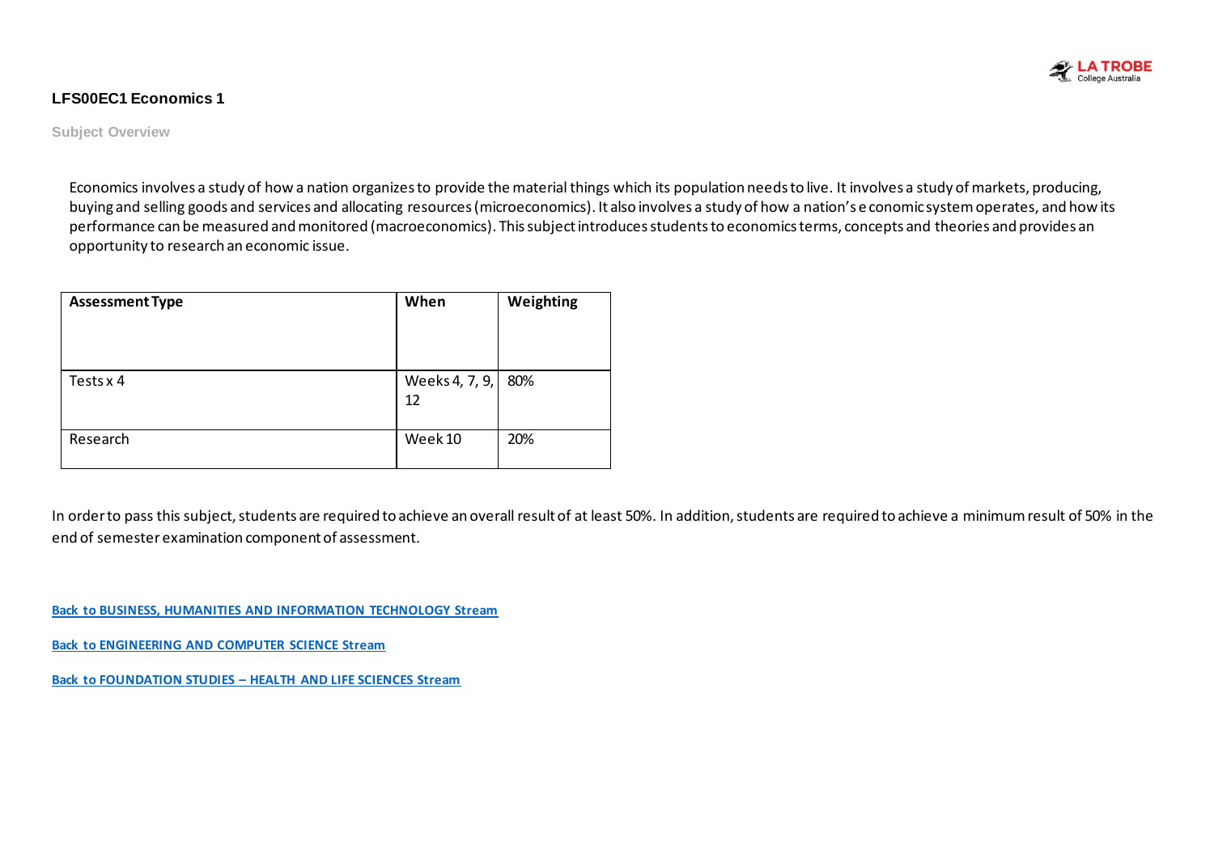## LFS00EC1 Economics 1

**Subject Overview**

Economics involves a study of how a nation organizes to provide the material things which its population needs to live. It involves a study of markets, producing, buying and selling goods and services and allocating resources (microeconomics). It also involves a study of how a nation's economic system operates, and how its performance can be measured and monitored (macroeconomics). This subject introduces students to economics terms, concepts and theories and provides an opportunity to research an economic issue.

| Assessment Type | When | Weighting |
|---|---|---|
| Tests x 4 | Weeks 4, 7, 9, 12 | 80% |
| Research | Week 10 | 20% |

In order to pass this subject, students are required to achieve an overall result of at least 50%. In addition, students are required to achieve a minimum result of 50% in the end of semester examination component of assessment.

**Back to BUSINESS, HUMANITIES AND INFORMATION TECHNOLOGY Stream**

**Back to ENGINEERING AND COMPUTER SCIENCE Stream**

**Back to FOUNDATION STUDIES – HEALTH AND LIFE SCIENCES Stream**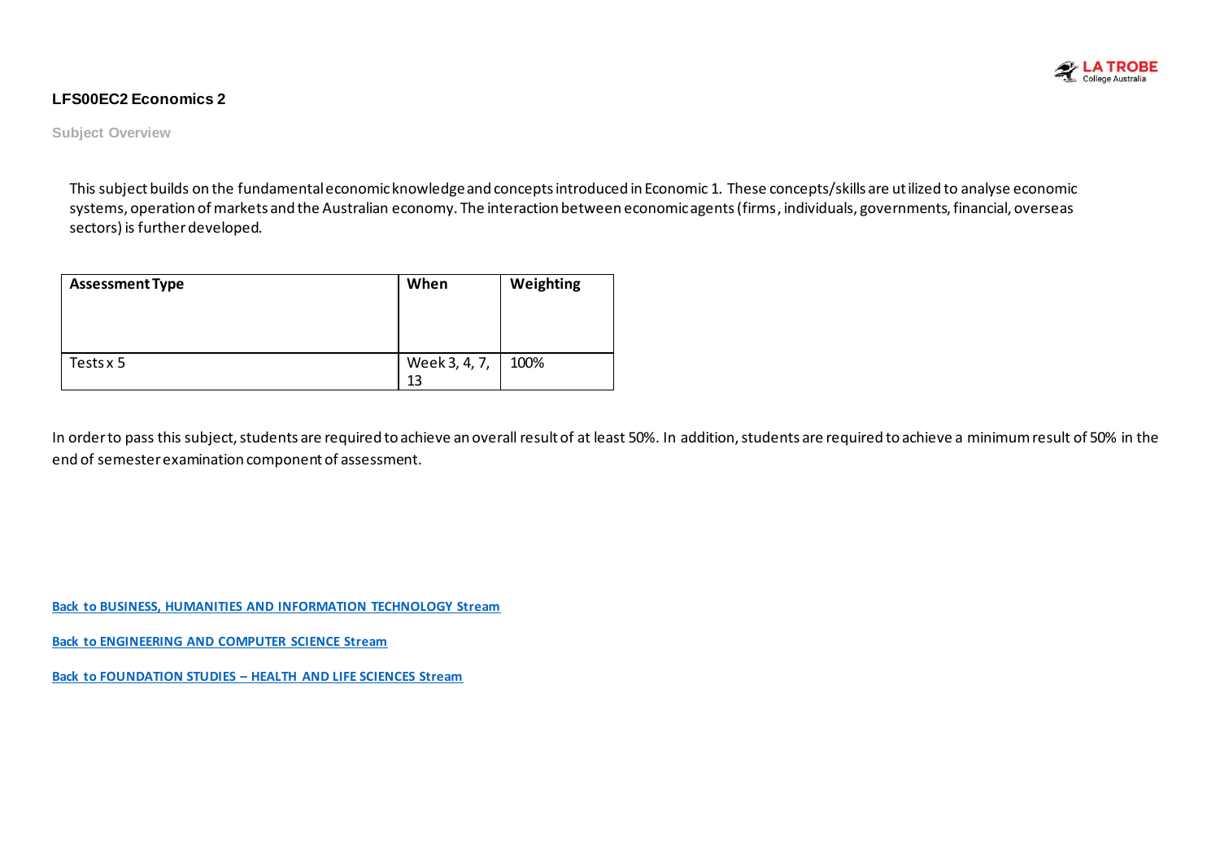# LFS00EC2 Economics 2

**Subject Overview**

This subject builds on the fundamental economic knowledge and concepts introduced in Economic 1. These concepts/skills are utilized to analyse economic systems, operation of markets and the Australian economy. The interaction between economic agents (firms, individuals, governments, financial, overseas sectors) is further developed.

| Assessment Type | When | Weighting |
|---|---|---|
| Tests x 5 | Week 3, 4, 7, 13 | 100% |

In order to pass this subject, students are required to achieve an overall result of at least 50%. In addition, students are required to achieve a minimum result of 50% in the end of semester examination component of assessment.

**Back to BUSINESS, HUMANITIES AND INFORMATION TECHNOLOGY Stream**

**Back to ENGINEERING AND COMPUTER SCIENCE Stream**

**Back to FOUNDATION STUDIES – HEALTH AND LIFE SCIENCES Stream**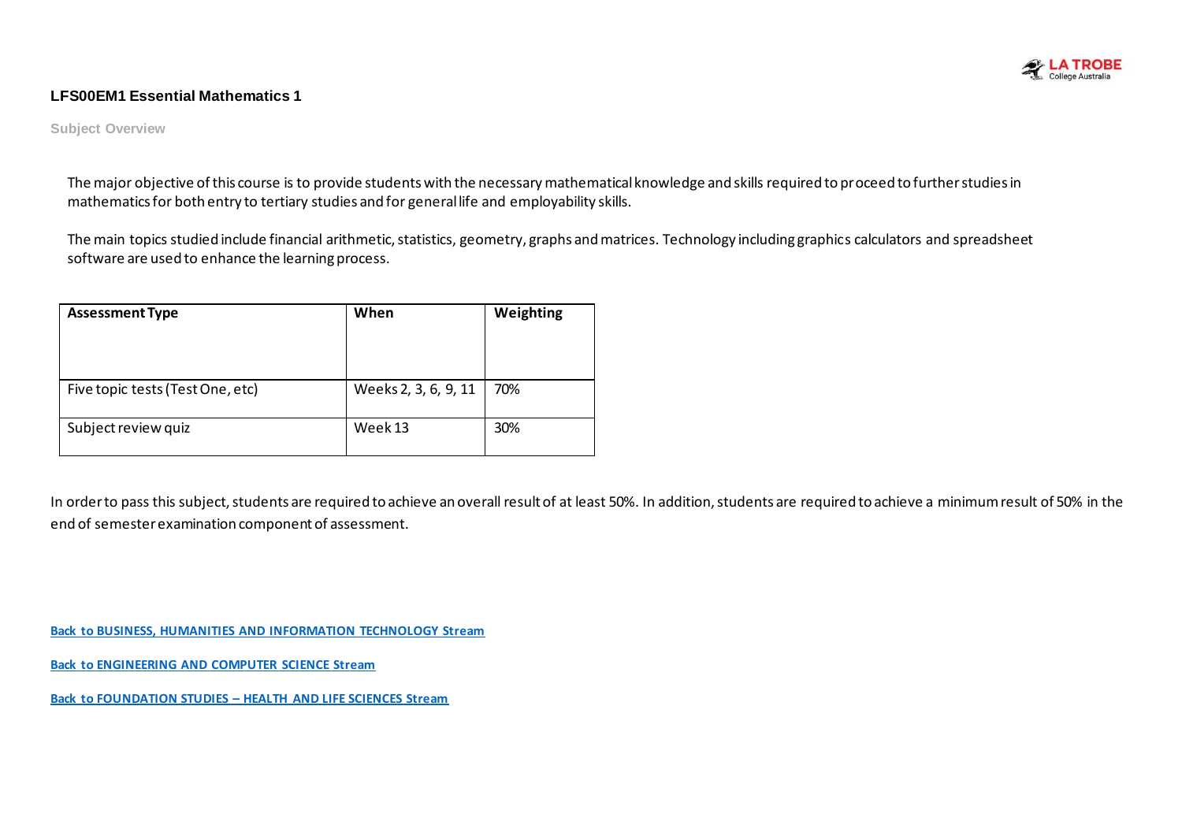# LFS00EM1 Essential Mathematics 1

**Subject Overview**

The major objective of this course is to provide students with the necessary mathematical knowledge and skills required to proceed to further studies in mathematics for both entry to tertiary studies and for general life and employability skills.

The main topics studied include financial arithmetic, statistics, geometry, graphs and matrices. Technology including graphics calculators and spreadsheet software are used to enhance the learning process.

| **Assessment Type** | **When** | **Weighting** |
|---|---|---|
| Five topic tests (Test One, etc) | Weeks 2, 3, 6, 9, 11 | 70% |
| Subject review quiz | Week 13 | 30% |

In order to pass this subject, students are required to achieve an overall result of at least 50%. In addition, students are required to achieve a minimum result of 50% in the end of semester examination component of assessment.

**Back to BUSINESS, HUMANITIES AND INFORMATION TECHNOLOGY Stream**

**Back to ENGINEERING AND COMPUTER SCIENCE Stream**

**Back to FOUNDATION STUDIES – HEALTH AND LIFE SCIENCES Stream**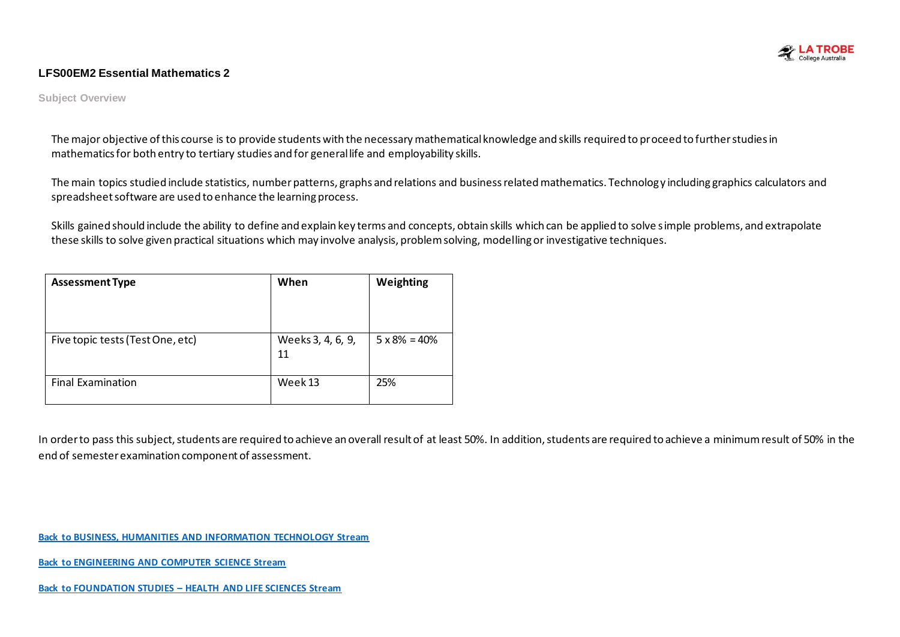## LFS00EM2 Essential Mathematics 2

**Subject Overview**

The major objective of this course is to provide students with the necessary mathematical knowledge and skills required to proceed to further studies in mathematics for both entry to tertiary studies and for general life and employability skills.

The main topics studied include statistics, number patterns, graphs and relations and business related mathematics. Technology including graphics calculators and spreadsheet software are used to enhance the learning process.

Skills gained should include the ability to define and explain key terms and concepts, obtain skills which can be applied to solve simple problems, and extrapolate these skills to solve given practical situations which may involve analysis, problem solving, modelling or investigative techniques.

| Assessment Type | When | Weighting |
|---|---|---|
| Five topic tests (Test One, etc) | Weeks 3, 4, 6, 9, 11 | 5 x 8% = 40% |
| Final Examination | Week 13 | 25% |

In order to pass this subject, students are required to achieve an overall result of at least 50%. In addition, students are required to achieve a minimum result of 50% in the end of semester examination component of assessment.

**Back to BUSINESS, HUMANITIES AND INFORMATION TECHNOLOGY Stream**

**Back to ENGINEERING AND COMPUTER SCIENCE Stream**

**Back to FOUNDATION STUDIES – HEALTH AND LIFE SCIENCES Stream**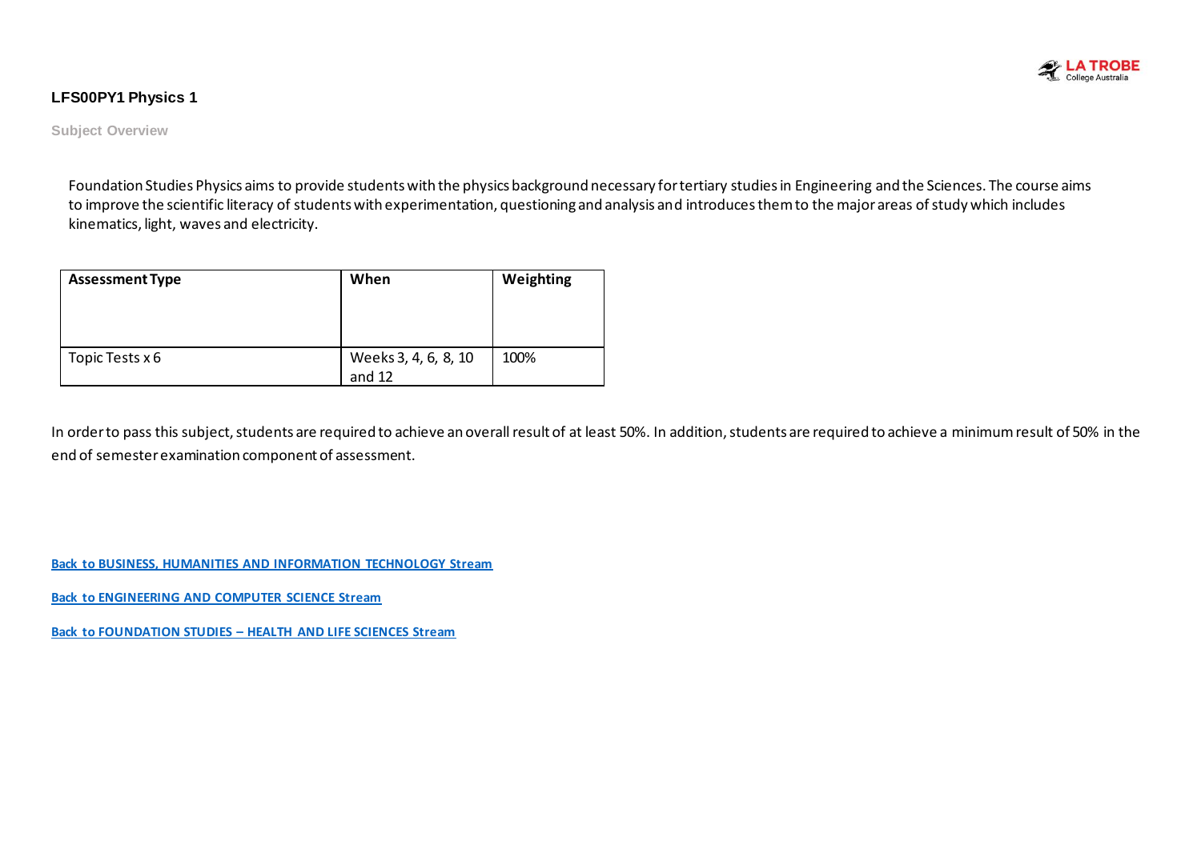## LFS00PY1 Physics 1

### Subject Overview

Foundation Studies Physics aims to provide students with the physics background necessary for tertiary studies in Engineering and the Sciences. The course aims to improve the scientific literacy of students with experimentation, questioning and analysis and introduces them to the major areas of study which includes kinematics, light, waves and electricity.

| Assessment Type | When | Weighting |
|---|---|---|
| Topic Tests x 6 | Weeks 3, 4, 6, 8, 10 and 12 | 100% |

In order to pass this subject, students are required to achieve an overall result of at least 50%. In addition, students are required to achieve a minimum result of 50% in the end of semester examination component of assessment.

Back to BUSINESS, HUMANITIES AND INFORMATION TECHNOLOGY Stream

Back to ENGINEERING AND COMPUTER SCIENCE Stream

Back to FOUNDATION STUDIES – HEALTH AND LIFE SCIENCES Stream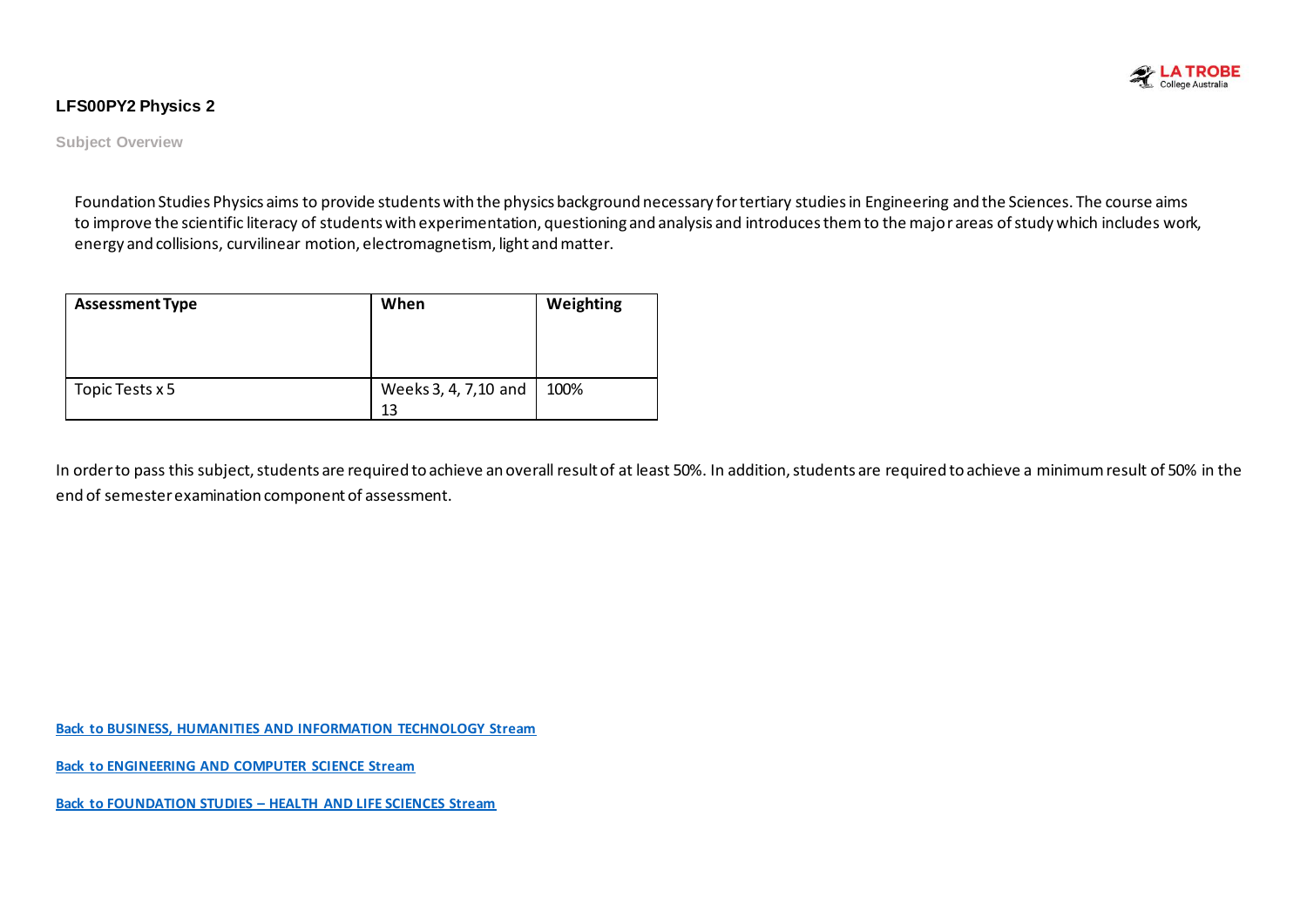# LFS00PY2 Physics 2

**Subject Overview**

Foundation Studies Physics aims to provide students with the physics background necessary for tertiary studies in Engineering and the Sciences. The course aims to improve the scientific literacy of students with experimentation, questioning and analysis and introduces them to the major areas of study which includes work, energy and collisions, curvilinear motion, electromagnetism, light and matter.

| Assessment Type | When | Weighting |
|---|---|---|
| Topic Tests x 5 | Weeks 3, 4, 7,10 and 13 | 100% |

In order to pass this subject, students are required to achieve an overall result of at least 50%. In addition, students are required to achieve a minimum result of 50% in the end of semester examination component of assessment.

[Back to BUSINESS, HUMANITIES AND INFORMATION TECHNOLOGY Stream]

[Back to ENGINEERING AND COMPUTER SCIENCE Stream]

[Back to FOUNDATION STUDIES – HEALTH AND LIFE SCIENCES Stream]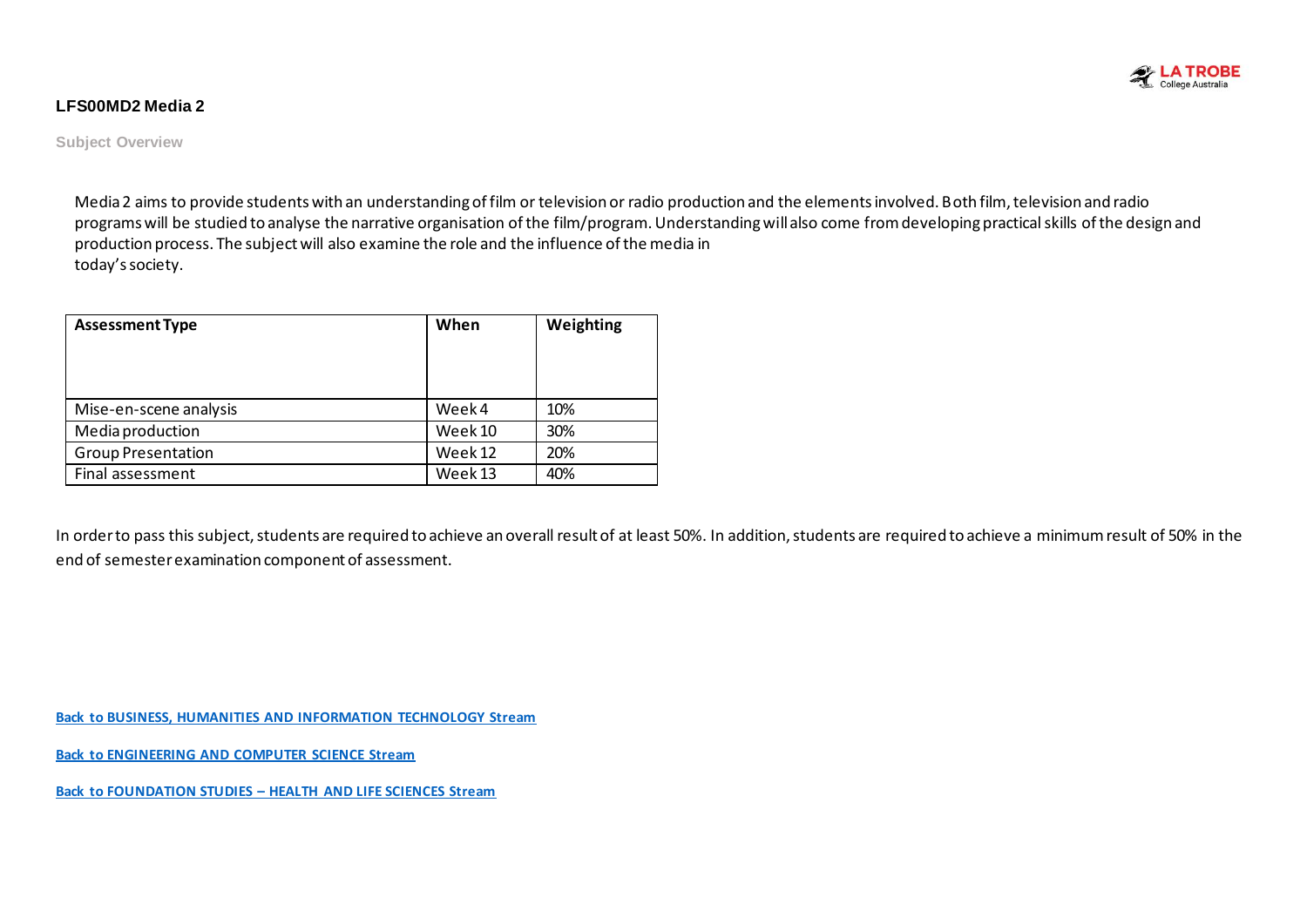## LFS00MD2 Media 2

**Subject Overview**

Media 2 aims to provide students with an understanding of film or television or radio production and the elements involved. Both film, television and radio programs will be studied to analyse the narrative organisation of the film/program. Understanding will also come from developing practical skills of the design and production process. The subject will also examine the role and the influence of the media in today's society.

| Assessment Type | When | Weighting |
|---|---|---|
| Mise-en-scene analysis | Week 4 | 10% |
| Media production | Week 10 | 30% |
| Group Presentation | Week 12 | 20% |
| Final assessment | Week 13 | 40% |

In order to pass this subject, students are required to achieve an overall result of at least 50%. In addition, students are required to achieve a minimum result of 50% in the end of semester examination component of assessment.

Back to BUSINESS, HUMANITIES AND INFORMATION TECHNOLOGY Stream

Back to ENGINEERING AND COMPUTER SCIENCE Stream

Back to FOUNDATION STUDIES – HEALTH AND LIFE SCIENCES Stream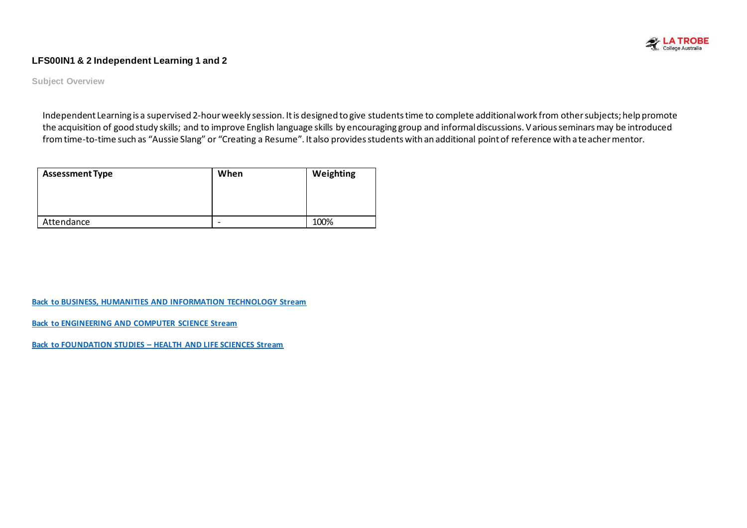## LFS00IN1 & 2 Independent Learning 1 and 2

**Subject Overview**

Independent Learning is a supervised 2-hour weekly session. It is designed to give students time to complete additional work from other subjects; help promote the acquisition of good study skills; and to improve English language skills by encouraging group and informal discussions. Various seminars may be introduced from time-to-time such as "Aussie Slang" or "Creating a Resume". It also provides students with an additional point of reference with a teacher mentor.

| Assessment Type | When | Weighting |
|---|---|---|
| Attendance | - | 100% |

**Back to BUSINESS, HUMANITIES AND INFORMATION TECHNOLOGY Stream**

**Back to ENGINEERING AND COMPUTER SCIENCE Stream**

**Back to FOUNDATION STUDIES – HEALTH AND LIFE SCIENCES Stream**